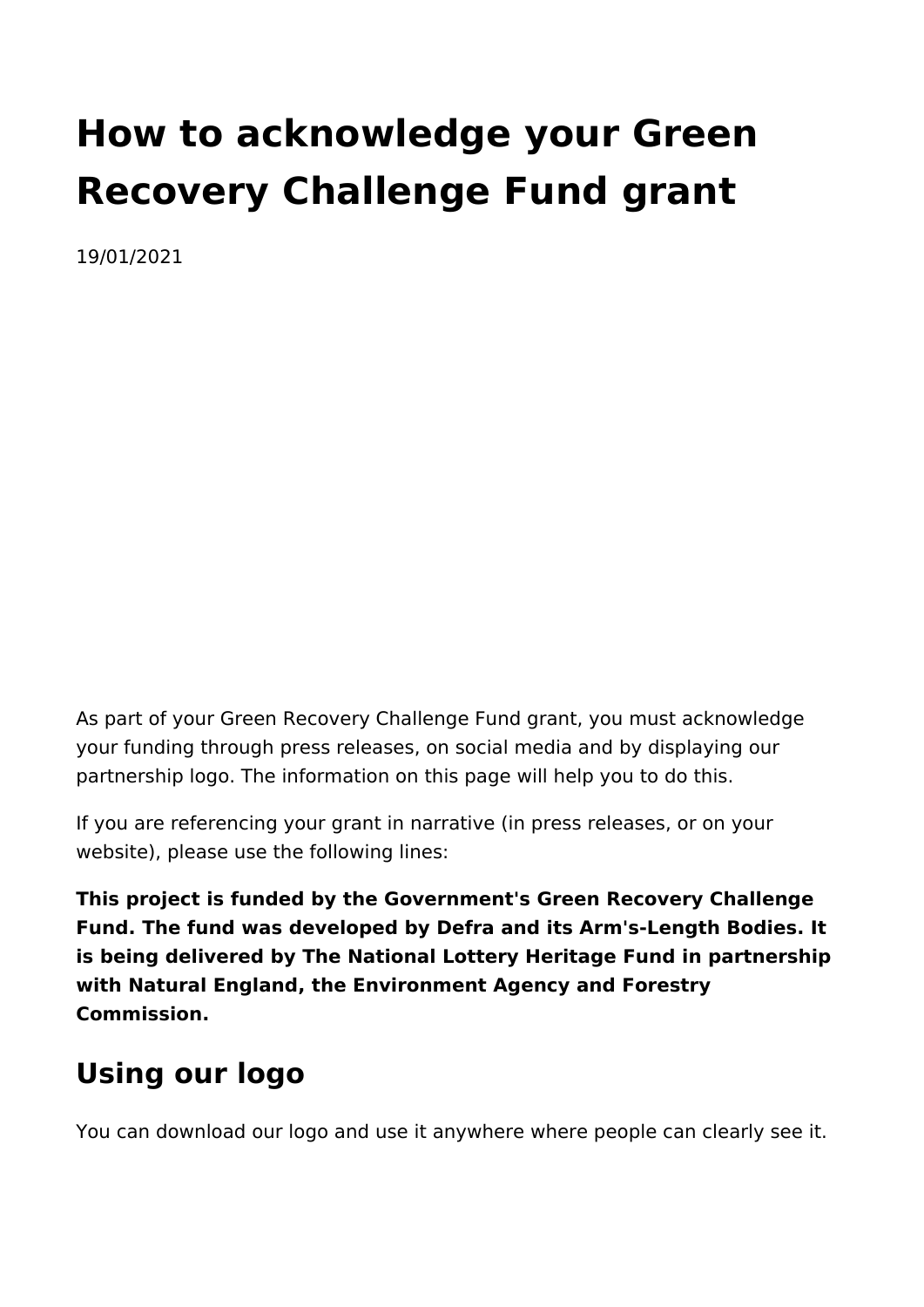# How to acknowledge your Green Recovery Challenge Fund grant

19/01/2021

As part of your Green Recovery Challenge Fund grant, you must acknowledge your funding through press releases, on social media and by displaying our partnership logo. The information on this page will help you to do this.

If you are referencing your grant in narrative (in press releases, or on your website), please use the following lines:

**This project is funded by the Government's Green Recovery Challenge Fund. The fund was developed by Defra and its Arm's-Length Bodies. It is being delivered by The National Lottery Heritage Fund in partnership with Natural England, the Environment Agency and Forestry Commission.**

## Using our logo

You can download our logo and use it anywhere where people can clearly see it.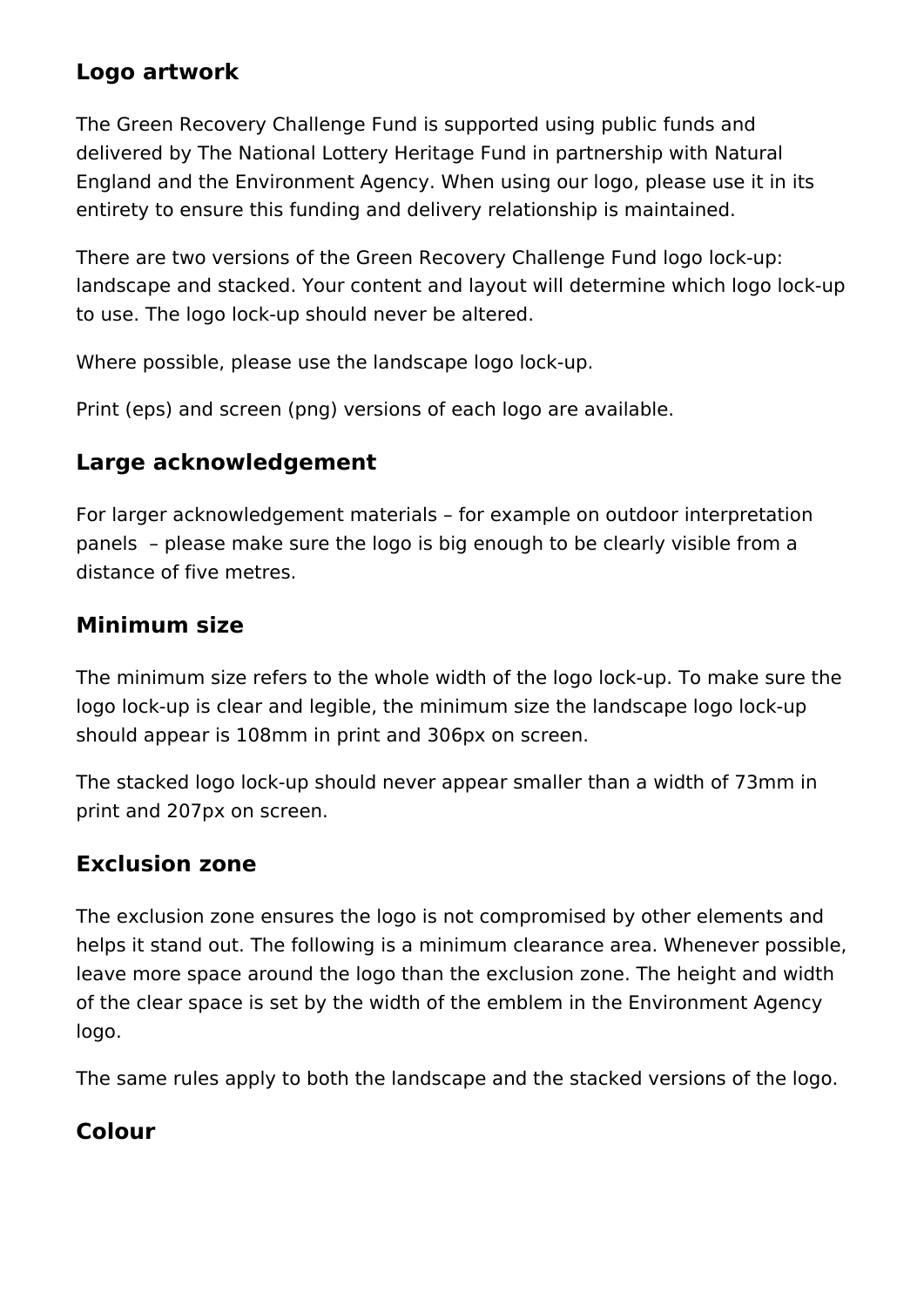## Logo artwork

The Green Recovery Challenge Fund is supported using public funds and delivered by The National Lottery Heritage Fund in partnership with Natural England and the Environment Agency. When using our logo, please use it in its entirety to ensure this funding and delivery relationship is maintained.

There are two versions of the Green Recovery Challenge Fund logo lock-up: landscape and stacked. Your content and layout will determine which logo lock-up to use. The logo lock-up should never be altered.

Where possible, please use the landscape logo lock-up.

Print (eps) and screen (png) versions of each logo are available.

## Large acknowledgement

For larger acknowledgement materials – for example on outdoor interpretation panels – please make sure the logo is big enough to be clearly visible from a distance of five metres.

## Minimum size

The minimum size refers to the whole width of the logo lock-up. To make sure the logo lock-up is clear and legible, the minimum size the landscape logo lock-up should appear is 108mm in print and 306px on screen.

The stacked logo lock-up should never appear smaller than a width of 73mm in print and 207px on screen.

## Exclusion zone

The exclusion zone ensures the logo is not compromised by other elements and helps it stand out. The following is a minimum clearance area. Whenever possible, leave more space around the logo than the exclusion zone. The height and width of the clear space is set by the width of the emblem in the Environment Agency logo.

The same rules apply to both the landscape and the stacked versions of the logo.

## Colour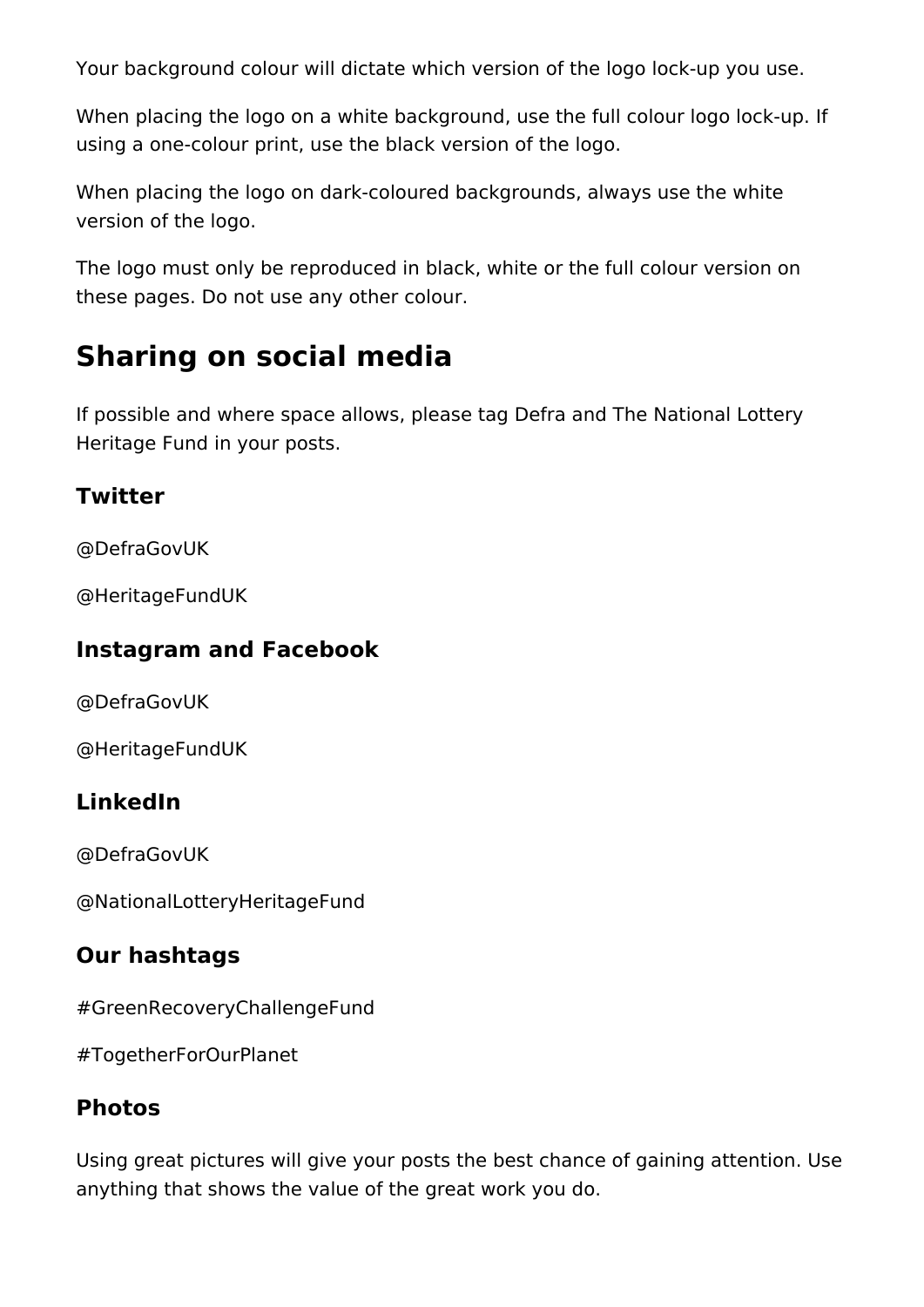Your background colour will dictate which version of the logo lock-up you use.

When placing the logo on a white background, use the full colour logo lock-up. If using a one-colour print, use the black version of the logo.

When placing the logo on dark-coloured backgrounds, always use the white version of the logo.

The logo must only be reproduced in black, white or the full colour version on these pages. Do not use any other colour.

## Sharing on social media

If possible and where space allows, please tag Defra and The National Lottery Heritage Fund in your posts.

### Twitter

@DefraGovUK

@HeritageFundUK

### Instagram and Facebook

@DefraGovUK

@HeritageFundUK

### LinkedIn

@DefraGovUK

@NationalLotteryHeritageFund

### Our hashtags

#GreenRecoveryChallengeFund

#TogetherForOurPlanet

### Photos

Using great pictures will give your posts the best chance of gaining attention. Use anything that shows the value of the great work you do.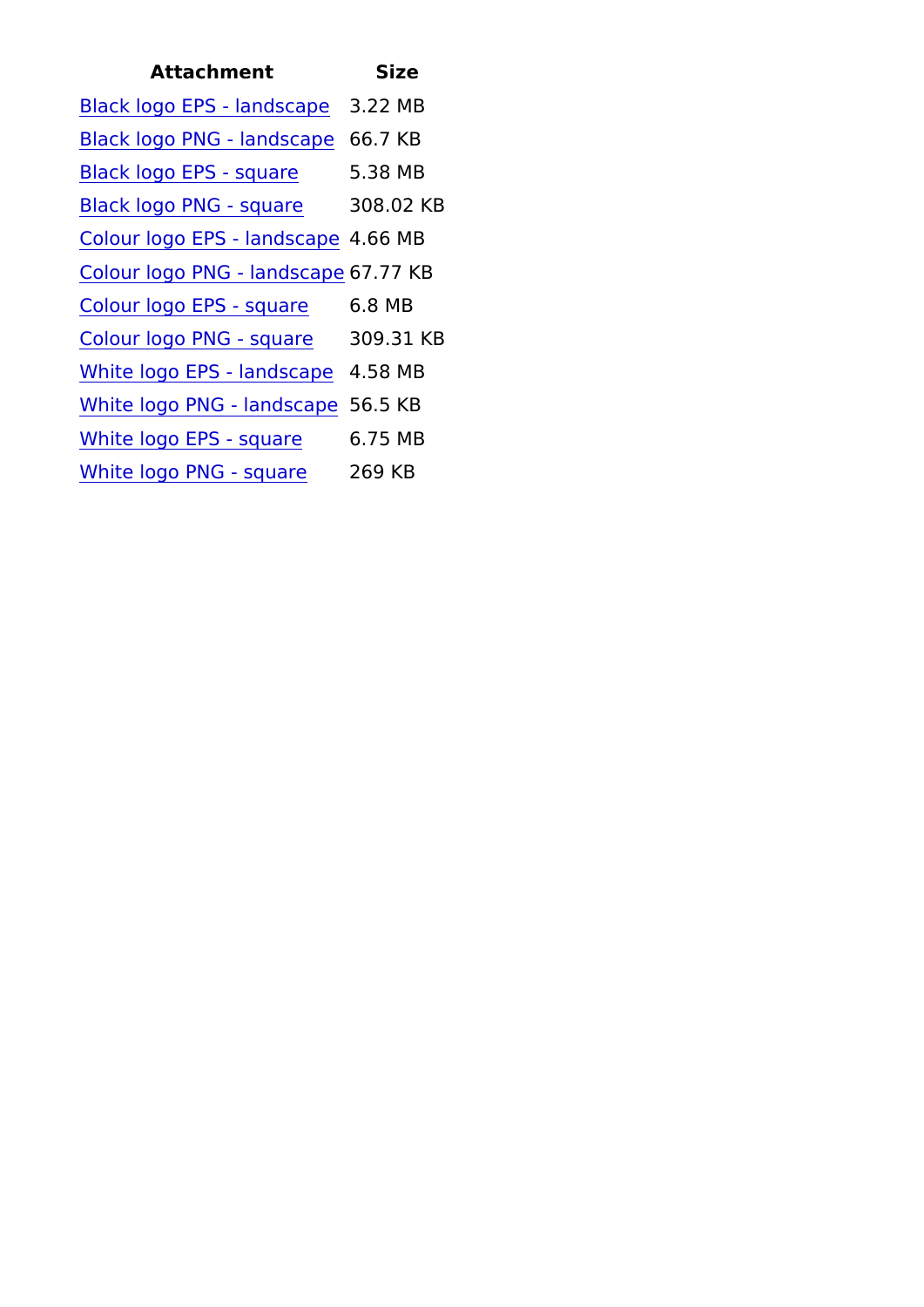| Attachment | Size |
| --- | --- |
| Black logo EPS - landscape | 3.22 MB |
| Black logo PNG - landscape | 66.7 KB |
| Black logo EPS - square | 5.38 MB |
| Black logo PNG - square | 308.02 KB |
| Colour logo EPS - landscape | 4.66 MB |
| Colour logo PNG - landscape | 67.77 KB |
| Colour logo EPS - square | 6.8 MB |
| Colour logo PNG - square | 309.31 KB |
| White logo EPS - landscape | 4.58 MB |
| White logo PNG - landscape | 56.5 KB |
| White logo EPS - square | 6.75 MB |
| White logo PNG - square | 269 KB |